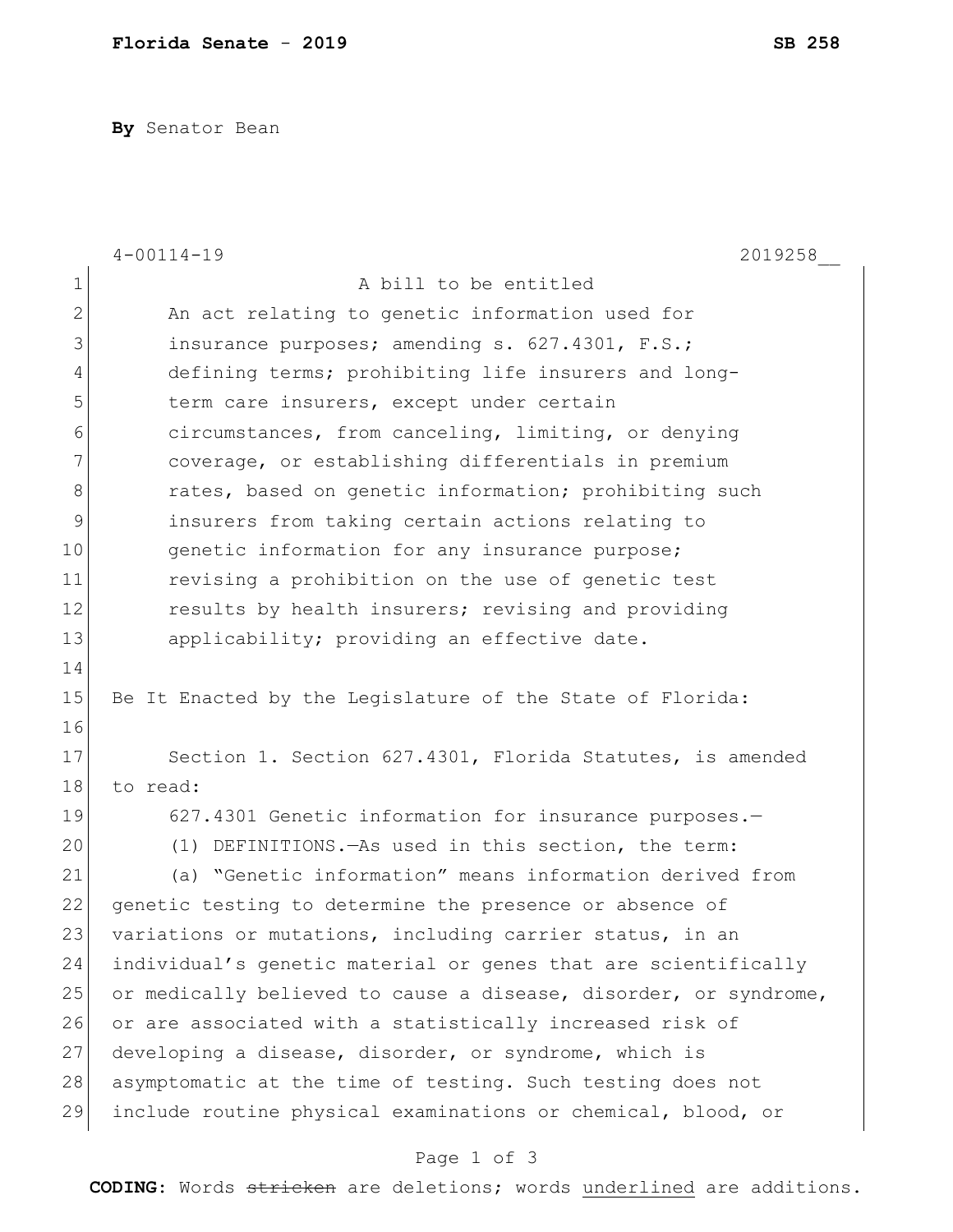**By** Senator Bean

4-00114-19 2019258__

A bill to be entitled

An act relating to genetic information used for insurance purposes; amending s. 627.4301, F.S.; defining terms; prohibiting life insurers and long-term care insurers, except under certain circumstances, from canceling, limiting, or denying coverage, or establishing differentials in premium rates, based on genetic information; prohibiting such insurers from taking certain actions relating to genetic information for any insurance purpose; revising a prohibition on the use of genetic test results by health insurers; revising and providing applicability; providing an effective date.

Be It Enacted by the Legislature of the State of Florida:

Section 1. Section 627.4301, Florida Statutes, is amended to read:

627.4301 Genetic information for insurance purposes.—

(1) DEFINITIONS.—As used in this section, the term:

(a) "Genetic information" means information derived from genetic testing to determine the presence or absence of variations or mutations, including carrier status, in an individual's genetic material or genes that are scientifically or medically believed to cause a disease, disorder, or syndrome, or are associated with a statistically increased risk of developing a disease, disorder, or syndrome, which is asymptomatic at the time of testing. Such testing does not include routine physical examinations or chemical, blood, or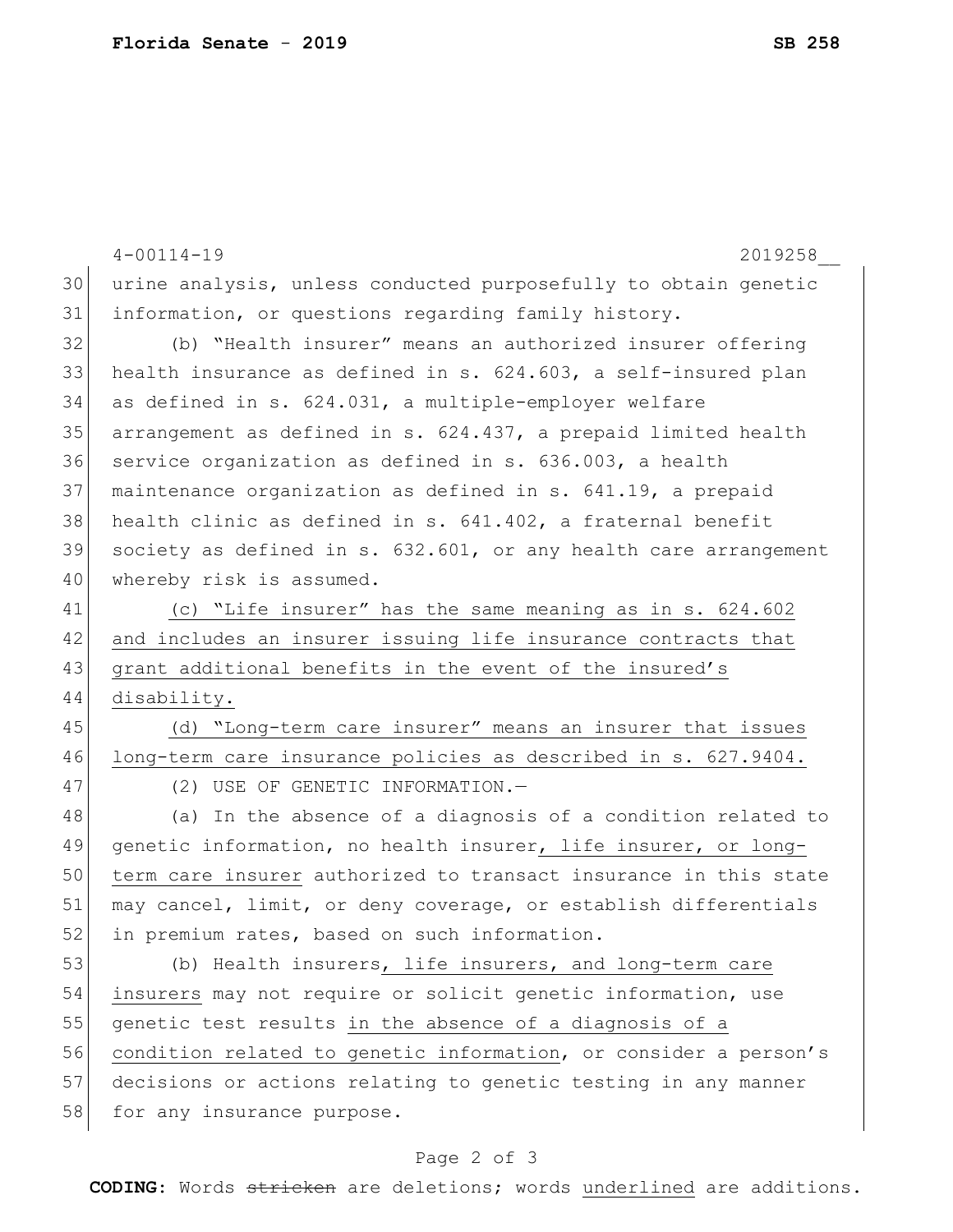urine analysis, unless conducted purposefully to obtain genetic information, or questions regarding family history.

(b) "Health insurer" means an authorized insurer offering health insurance as defined in s. 624.603, a self-insured plan as defined in s. 624.031, a multiple-employer welfare arrangement as defined in s. 624.437, a prepaid limited health service organization as defined in s. 636.003, a health maintenance organization as defined in s. 641.19, a prepaid health clinic as defined in s. 641.402, a fraternal benefit society as defined in s. 632.601, or any health care arrangement whereby risk is assumed.

<u>(c) "Life insurer" has the same meaning as in s. 624.602 and includes an insurer issuing life insurance contracts that grant additional benefits in the event of the insured's disability.</u>

<u>(d) "Long-term care insurer" means an insurer that issues long-term care insurance policies as described in s. 627.9404.</u>

(2) USE OF GENETIC INFORMATION.—

(a) In the absence of a diagnosis of a condition related to genetic information, no health insurer<u>, life insurer, or long-term care insurer</u> authorized to transact insurance in this state may cancel, limit, or deny coverage, or establish differentials in premium rates, based on such information.

(b) Health insurers<u>, life insurers, and long-term care insurers</u> may not require or solicit genetic information, use genetic test results <u>in the absence of a diagnosis of a condition related to genetic information</u>, or consider a person's decisions or actions relating to genetic testing in any manner for any insurance purpose.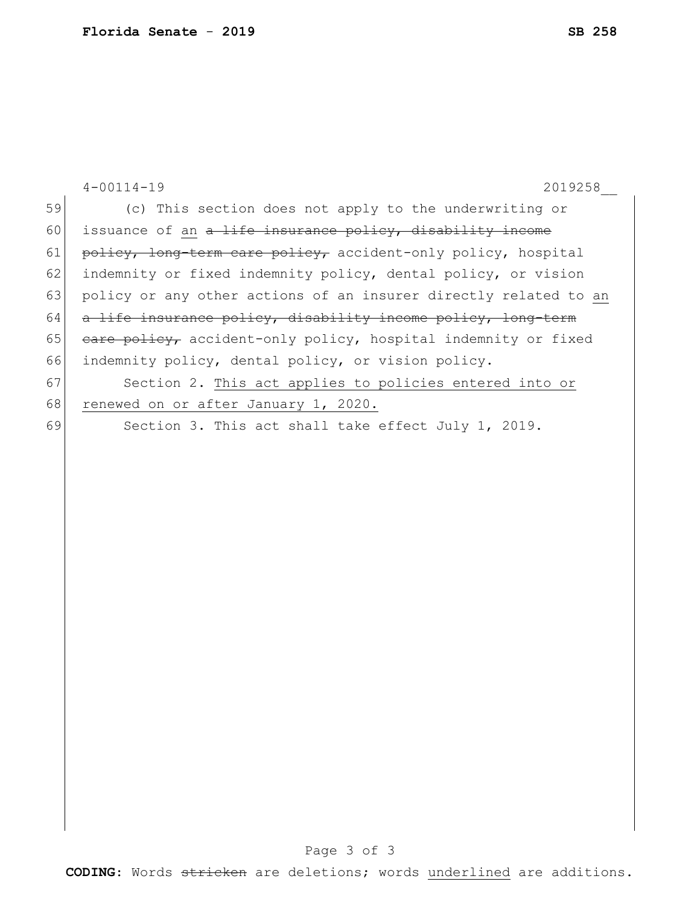(c) This section does not apply to the underwriting or issuance of an ~~a life insurance policy, disability income policy, long-term care policy,~~ accident-only policy, hospital indemnity or fixed indemnity policy, dental policy, or vision policy or any other actions of an insurer directly related to an ~~a life insurance policy, disability income policy, long-term care policy,~~ accident-only policy, hospital indemnity or fixed indemnity policy, dental policy, or vision policy.

Section 2. <u>This act applies to policies entered into or renewed on or after January 1, 2020.</u>

Section 3. This act shall take effect July 1, 2019.

**CODING:** Words ~~stricken~~ are deletions; words <u>underlined</u> are additions.